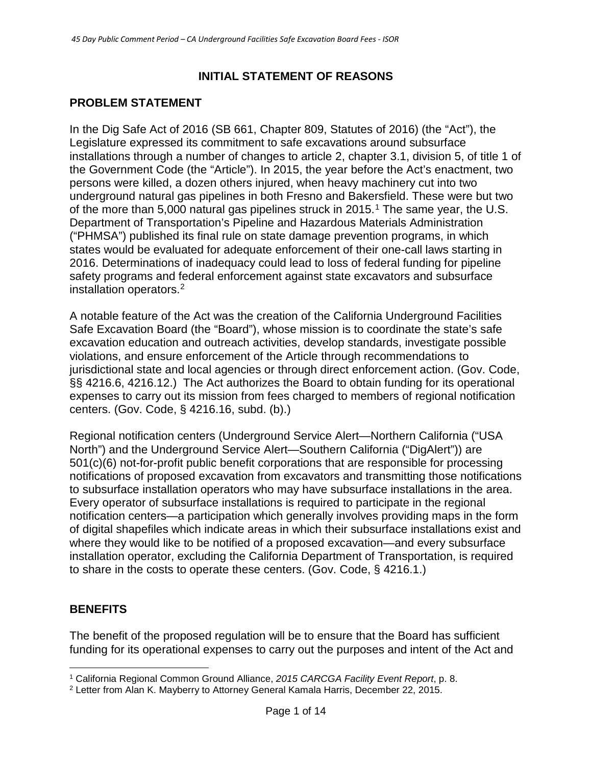# INITIAL STATEMENT OF REASONS

## PROBLEM STATEMENT

In the Dig Safe Act of 2016 (SB 661, Chapter 809, Statutes of 2016) (the "Act"), the Legislature expressed its commitment to safe excavations around subsurface installations through a number of changes to article 2, chapter 3.1, division 5, of title 1 of the Government Code (the "Article"). In 2015, the year before the Act's enactment, two persons were killed, a dozen others injured, when heavy machinery cut into two underground natural gas pipelines in both Fresno and Bakersfield. These were but two of the more than 5,000 natural gas pipelines struck in 2015.[1] The same year, the U.S. Department of Transportation's Pipeline and Hazardous Materials Administration ("PHMSA") published its final rule on state damage prevention programs, in which states would be evaluated for adequate enforcement of their one-call laws starting in 2016. Determinations of inadequacy could lead to loss of federal funding for pipeline safety programs and federal enforcement against state excavators and subsurface installation operators.[2]

A notable feature of the Act was the creation of the California Underground Facilities Safe Excavation Board (the "Board"), whose mission is to coordinate the state's safe excavation education and outreach activities, develop standards, investigate possible violations, and ensure enforcement of the Article through recommendations to jurisdictional state and local agencies or through direct enforcement action. (Gov. Code, §§ 4216.6, 4216.12.) The Act authorizes the Board to obtain funding for its operational expenses to carry out its mission from fees charged to members of regional notification centers. (Gov. Code, § 4216.16, subd. (b).)

Regional notification centers (Underground Service Alert—Northern California ("USA North") and the Underground Service Alert—Southern California ("DigAlert")) are 501(c)(6) not-for-profit public benefit corporations that are responsible for processing notifications of proposed excavation from excavators and transmitting those notifications to subsurface installation operators who may have subsurface installations in the area. Every operator of subsurface installations is required to participate in the regional notification centers—a participation which generally involves providing maps in the form of digital shapefiles which indicate areas in which their subsurface installations exist and where they would like to be notified of a proposed excavation—and every subsurface installation operator, excluding the California Department of Transportation, is required to share in the costs to operate these centers. (Gov. Code, § 4216.1.)

## BENEFITS

The benefit of the proposed regulation will be to ensure that the Board has sufficient funding for its operational expenses to carry out the purposes and intent of the Act and

[1] California Regional Common Ground Alliance, *2015 CARCGA Facility Event Report*, p. 8.

[2] Letter from Alan K. Mayberry to Attorney General Kamala Harris, December 22, 2015.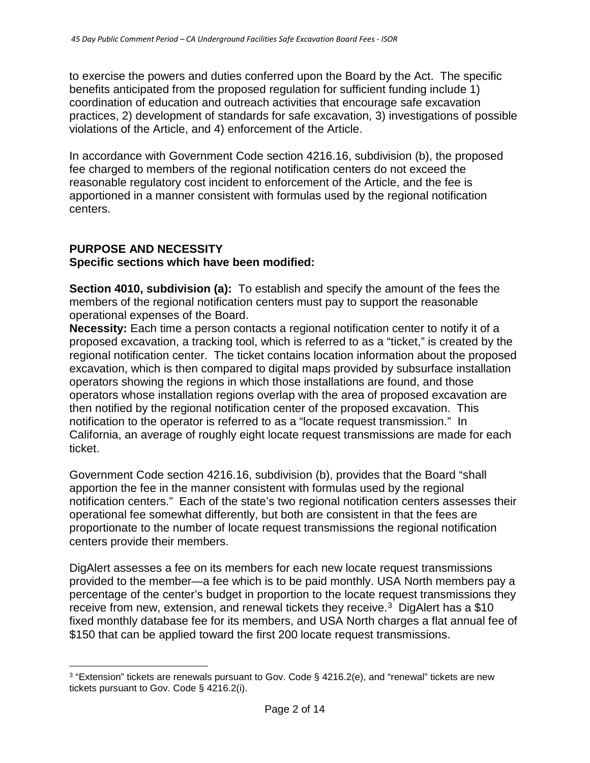to exercise the powers and duties conferred upon the Board by the Act. The specific benefits anticipated from the proposed regulation for sufficient funding include 1) coordination of education and outreach activities that encourage safe excavation practices, 2) development of standards for safe excavation, 3) investigations of possible violations of the Article, and 4) enforcement of the Article.

In accordance with Government Code section 4216.16, subdivision (b), the proposed fee charged to members of the regional notification centers do not exceed the reasonable regulatory cost incident to enforcement of the Article, and the fee is apportioned in a manner consistent with formulas used by the regional notification centers.

## PURPOSE AND NECESSITY

### Specific sections which have been modified:

**Section 4010, subdivision (a):** To establish and specify the amount of the fees the members of the regional notification centers must pay to support the reasonable operational expenses of the Board.

**Necessity:** Each time a person contacts a regional notification center to notify it of a proposed excavation, a tracking tool, which is referred to as a "ticket," is created by the regional notification center. The ticket contains location information about the proposed excavation, which is then compared to digital maps provided by subsurface installation operators showing the regions in which those installations are found, and those operators whose installation regions overlap with the area of proposed excavation are then notified by the regional notification center of the proposed excavation. This notification to the operator is referred to as a "locate request transmission." In California, an average of roughly eight locate request transmissions are made for each ticket.

Government Code section 4216.16, subdivision (b), provides that the Board "shall apportion the fee in the manner consistent with formulas used by the regional notification centers." Each of the state's two regional notification centers assesses their operational fee somewhat differently, but both are consistent in that the fees are proportionate to the number of locate request transmissions the regional notification centers provide their members.

DigAlert assesses a fee on its members for each new locate request transmissions provided to the member—a fee which is to be paid monthly. USA North members pay a percentage of the center's budget in proportion to the locate request transmissions they receive from new, extension, and renewal tickets they receive.[3] DigAlert has a $10 fixed monthly database fee for its members, and USA North charges a flat annual fee of $150 that can be applied toward the first 200 locate request transmissions.

[3] "Extension" tickets are renewals pursuant to Gov. Code § 4216.2(e), and "renewal" tickets are new tickets pursuant to Gov. Code § 4216.2(i).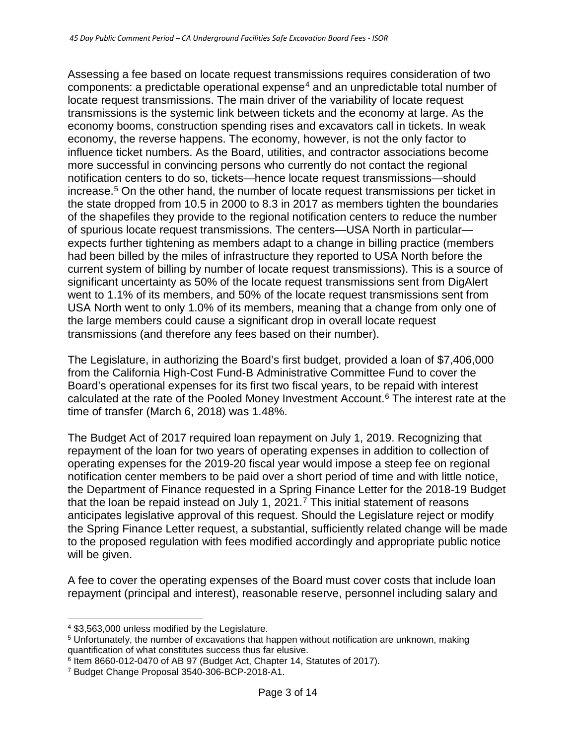Assessing a fee based on locate request transmissions requires consideration of two components: a predictable operational expense[4] and an unpredictable total number of locate request transmissions. The main driver of the variability of locate request transmissions is the systemic link between tickets and the economy at large. As the economy booms, construction spending rises and excavators call in tickets. In weak economy, the reverse happens. The economy, however, is not the only factor to influence ticket numbers. As the Board, utilities, and contractor associations become more successful in convincing persons who currently do not contact the regional notification centers to do so, tickets—hence locate request transmissions—should increase.[5] On the other hand, the number of locate request transmissions per ticket in the state dropped from 10.5 in 2000 to 8.3 in 2017 as members tighten the boundaries of the shapefiles they provide to the regional notification centers to reduce the number of spurious locate request transmissions. The centers—USA North in particular—expects further tightening as members adapt to a change in billing practice (members had been billed by the miles of infrastructure they reported to USA North before the current system of billing by number of locate request transmissions). This is a source of significant uncertainty as 50% of the locate request transmissions sent from DigAlert went to 1.1% of its members, and 50% of the locate request transmissions sent from USA North went to only 1.0% of its members, meaning that a change from only one of the large members could cause a significant drop in overall locate request transmissions (and therefore any fees based on their number).

The Legislature, in authorizing the Board's first budget, provided a loan of $7,406,000 from the California High-Cost Fund-B Administrative Committee Fund to cover the Board's operational expenses for its first two fiscal years, to be repaid with interest calculated at the rate of the Pooled Money Investment Account.[6] The interest rate at the time of transfer (March 6, 2018) was 1.48%.

The Budget Act of 2017 required loan repayment on July 1, 2019. Recognizing that repayment of the loan for two years of operating expenses in addition to collection of operating expenses for the 2019-20 fiscal year would impose a steep fee on regional notification center members to be paid over a short period of time and with little notice, the Department of Finance requested in a Spring Finance Letter for the 2018-19 Budget that the loan be repaid instead on July 1, 2021.[7] This initial statement of reasons anticipates legislative approval of this request. Should the Legislature reject or modify the Spring Finance Letter request, a substantial, sufficiently related change will be made to the proposed regulation with fees modified accordingly and appropriate public notice will be given.

A fee to cover the operating expenses of the Board must cover costs that include loan repayment (principal and interest), reasonable reserve, personnel including salary and

---

[4] $3,563,000 unless modified by the Legislature.

[5] Unfortunately, the number of excavations that happen without notification are unknown, making quantification of what constitutes success thus far elusive.

[6] Item 8660-012-0470 of AB 97 (Budget Act, Chapter 14, Statutes of 2017).

[7] Budget Change Proposal 3540-306-BCP-2018-A1.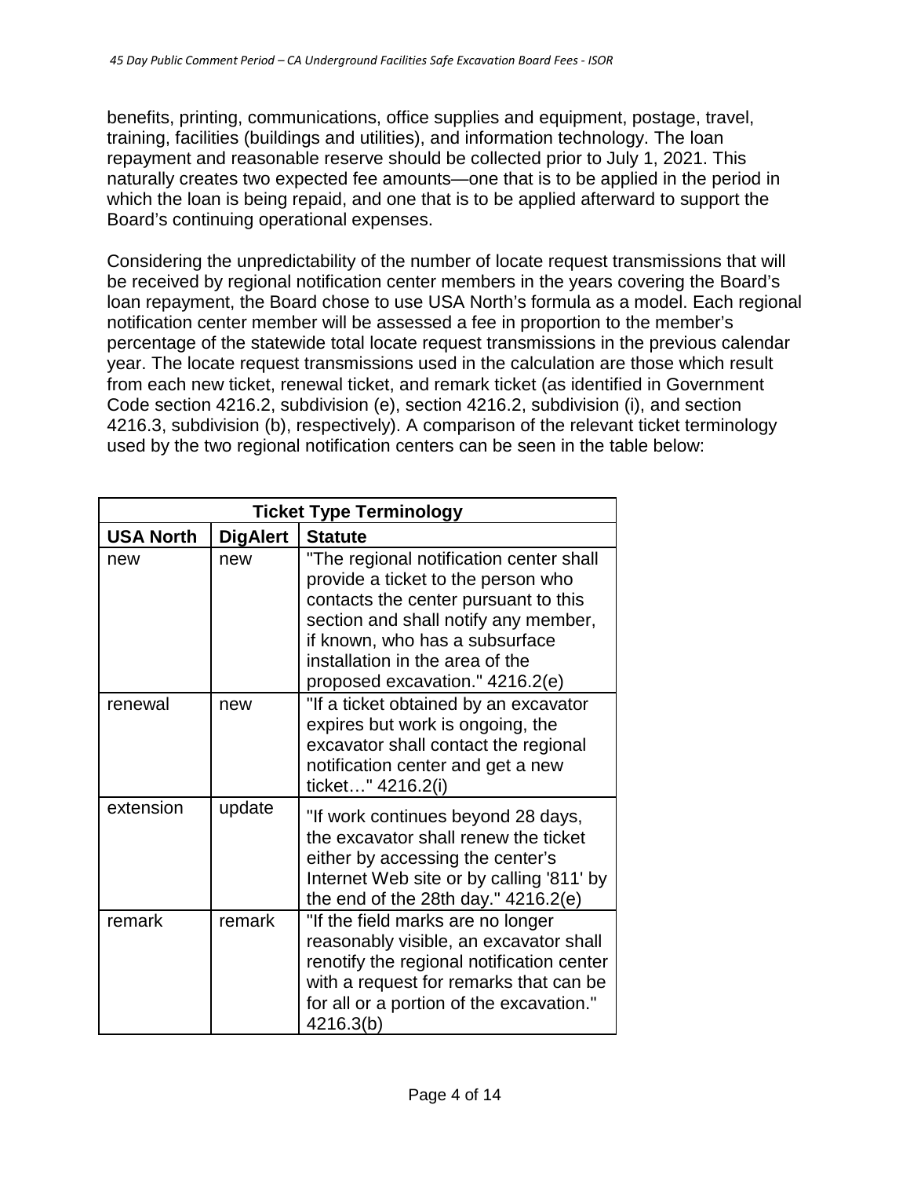benefits, printing, communications, office supplies and equipment, postage, travel, training, facilities (buildings and utilities), and information technology. The loan repayment and reasonable reserve should be collected prior to July 1, 2021. This naturally creates two expected fee amounts—one that is to be applied in the period in which the loan is being repaid, and one that is to be applied afterward to support the Board's continuing operational expenses.

Considering the unpredictability of the number of locate request transmissions that will be received by regional notification center members in the years covering the Board's loan repayment, the Board chose to use USA North's formula as a model. Each regional notification center member will be assessed a fee in proportion to the member's percentage of the statewide total locate request transmissions in the previous calendar year. The locate request transmissions used in the calculation are those which result from each new ticket, renewal ticket, and remark ticket (as identified in Government Code section 4216.2, subdivision (e), section 4216.2, subdivision (i), and section 4216.3, subdivision (b), respectively). A comparison of the relevant ticket terminology used by the two regional notification centers can be seen in the table below:

| Ticket Type Terminology | | |
|---|---|---|
| **USA North** | **DigAlert** | **Statute** |
| new | new | "The regional notification center shall provide a ticket to the person who contacts the center pursuant to this section and shall notify any member, if known, who has a subsurface installation in the area of the proposed excavation." 4216.2(e) |
| renewal | new | "If a ticket obtained by an excavator expires but work is ongoing, the excavator shall contact the regional notification center and get a new ticket…" 4216.2(i) |
| extension | update | "If work continues beyond 28 days, the excavator shall renew the ticket either by accessing the center's Internet Web site or by calling '811' by the end of the 28th day." 4216.2(e) |
| remark | remark | "If the field marks are no longer reasonably visible, an excavator shall renotify the regional notification center with a request for remarks that can be for all or a portion of the excavation." 4216.3(b) |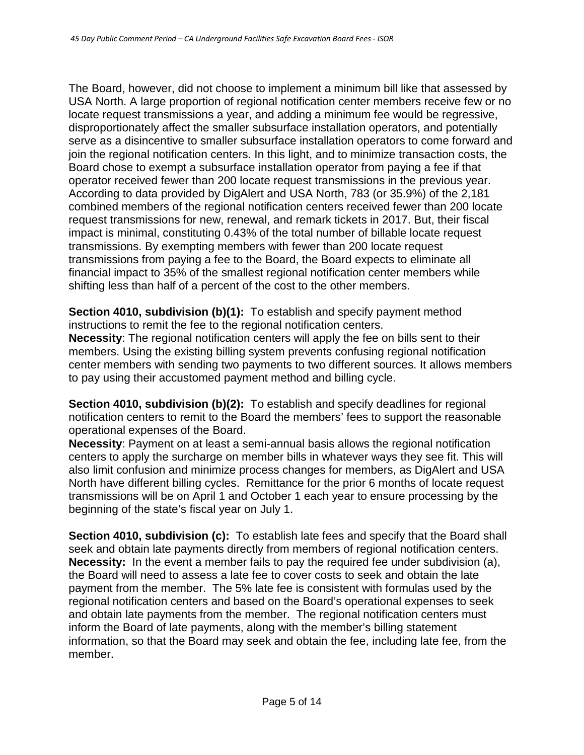The Board, however, did not choose to implement a minimum bill like that assessed by USA North. A large proportion of regional notification center members receive few or no locate request transmissions a year, and adding a minimum fee would be regressive, disproportionately affect the smaller subsurface installation operators, and potentially serve as a disincentive to smaller subsurface installation operators to come forward and join the regional notification centers. In this light, and to minimize transaction costs, the Board chose to exempt a subsurface installation operator from paying a fee if that operator received fewer than 200 locate request transmissions in the previous year. According to data provided by DigAlert and USA North, 783 (or 35.9%) of the 2,181 combined members of the regional notification centers received fewer than 200 locate request transmissions for new, renewal, and remark tickets in 2017. But, their fiscal impact is minimal, constituting 0.43% of the total number of billable locate request transmissions. By exempting members with fewer than 200 locate request transmissions from paying a fee to the Board, the Board expects to eliminate all financial impact to 35% of the smallest regional notification center members while shifting less than half of a percent of the cost to the other members.

**Section 4010, subdivision (b)(1):** To establish and specify payment method instructions to remit the fee to the regional notification centers.
**Necessity**: The regional notification centers will apply the fee on bills sent to their members. Using the existing billing system prevents confusing regional notification center members with sending two payments to two different sources. It allows members to pay using their accustomed payment method and billing cycle.

**Section 4010, subdivision (b)(2):** To establish and specify deadlines for regional notification centers to remit to the Board the members' fees to support the reasonable operational expenses of the Board.
**Necessity**: Payment on at least a semi-annual basis allows the regional notification centers to apply the surcharge on member bills in whatever ways they see fit. This will also limit confusion and minimize process changes for members, as DigAlert and USA North have different billing cycles. Remittance for the prior 6 months of locate request transmissions will be on April 1 and October 1 each year to ensure processing by the beginning of the state's fiscal year on July 1.

**Section 4010, subdivision (c):** To establish late fees and specify that the Board shall seek and obtain late payments directly from members of regional notification centers.
**Necessity:** In the event a member fails to pay the required fee under subdivision (a), the Board will need to assess a late fee to cover costs to seek and obtain the late payment from the member. The 5% late fee is consistent with formulas used by the regional notification centers and based on the Board's operational expenses to seek and obtain late payments from the member. The regional notification centers must inform the Board of late payments, along with the member's billing statement information, so that the Board may seek and obtain the fee, including late fee, from the member.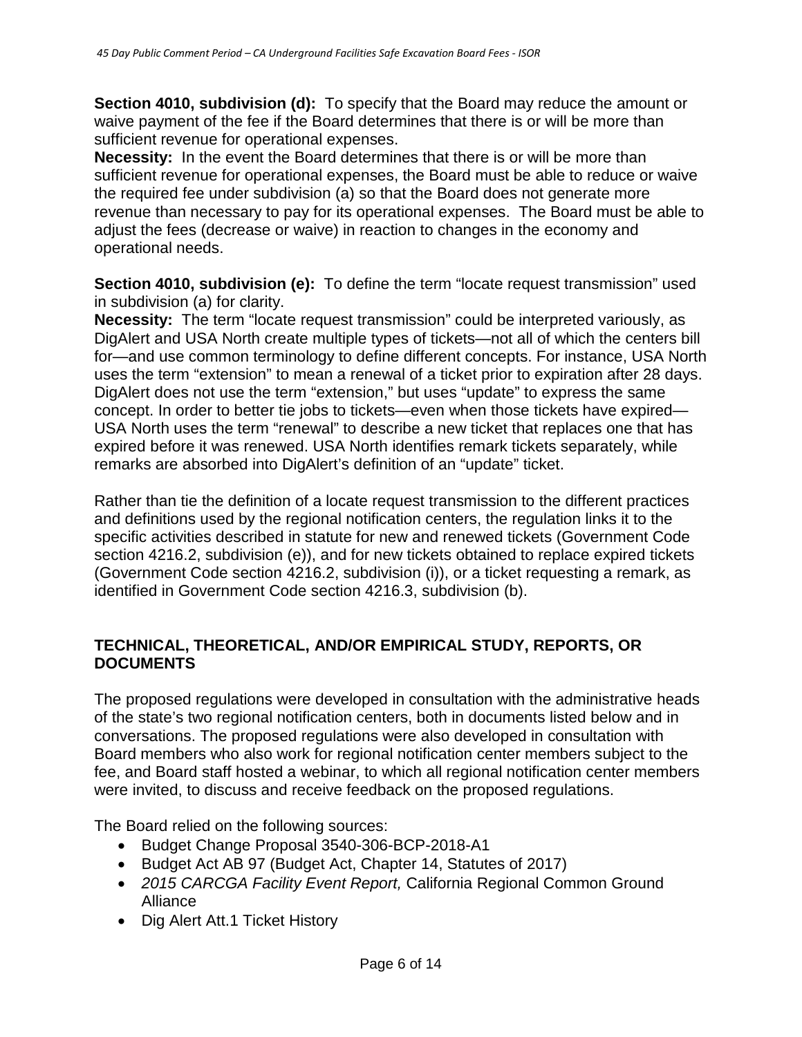**Section 4010, subdivision (d):** To specify that the Board may reduce the amount or waive payment of the fee if the Board determines that there is or will be more than sufficient revenue for operational expenses.

**Necessity:** In the event the Board determines that there is or will be more than sufficient revenue for operational expenses, the Board must be able to reduce or waive the required fee under subdivision (a) so that the Board does not generate more revenue than necessary to pay for its operational expenses. The Board must be able to adjust the fees (decrease or waive) in reaction to changes in the economy and operational needs.

**Section 4010, subdivision (e):** To define the term "locate request transmission" used in subdivision (a) for clarity.

**Necessity:** The term "locate request transmission" could be interpreted variously, as DigAlert and USA North create multiple types of tickets—not all of which the centers bill for—and use common terminology to define different concepts. For instance, USA North uses the term "extension" to mean a renewal of a ticket prior to expiration after 28 days. DigAlert does not use the term "extension," but uses "update" to express the same concept. In order to better tie jobs to tickets—even when those tickets have expired—USA North uses the term "renewal" to describe a new ticket that replaces one that has expired before it was renewed. USA North identifies remark tickets separately, while remarks are absorbed into DigAlert's definition of an "update" ticket.

Rather than tie the definition of a locate request transmission to the different practices and definitions used by the regional notification centers, the regulation links it to the specific activities described in statute for new and renewed tickets (Government Code section 4216.2, subdivision (e)), and for new tickets obtained to replace expired tickets (Government Code section 4216.2, subdivision (i)), or a ticket requesting a remark, as identified in Government Code section 4216.3, subdivision (b).

## TECHNICAL, THEORETICAL, AND/OR EMPIRICAL STUDY, REPORTS, OR DOCUMENTS

The proposed regulations were developed in consultation with the administrative heads of the state's two regional notification centers, both in documents listed below and in conversations. The proposed regulations were also developed in consultation with Board members who also work for regional notification center members subject to the fee, and Board staff hosted a webinar, to which all regional notification center members were invited, to discuss and receive feedback on the proposed regulations.

The Board relied on the following sources:

- Budget Change Proposal 3540-306-BCP-2018-A1
- Budget Act AB 97 (Budget Act, Chapter 14, Statutes of 2017)
- *2015 CARCGA Facility Event Report,* California Regional Common Ground Alliance
- Dig Alert Att.1 Ticket History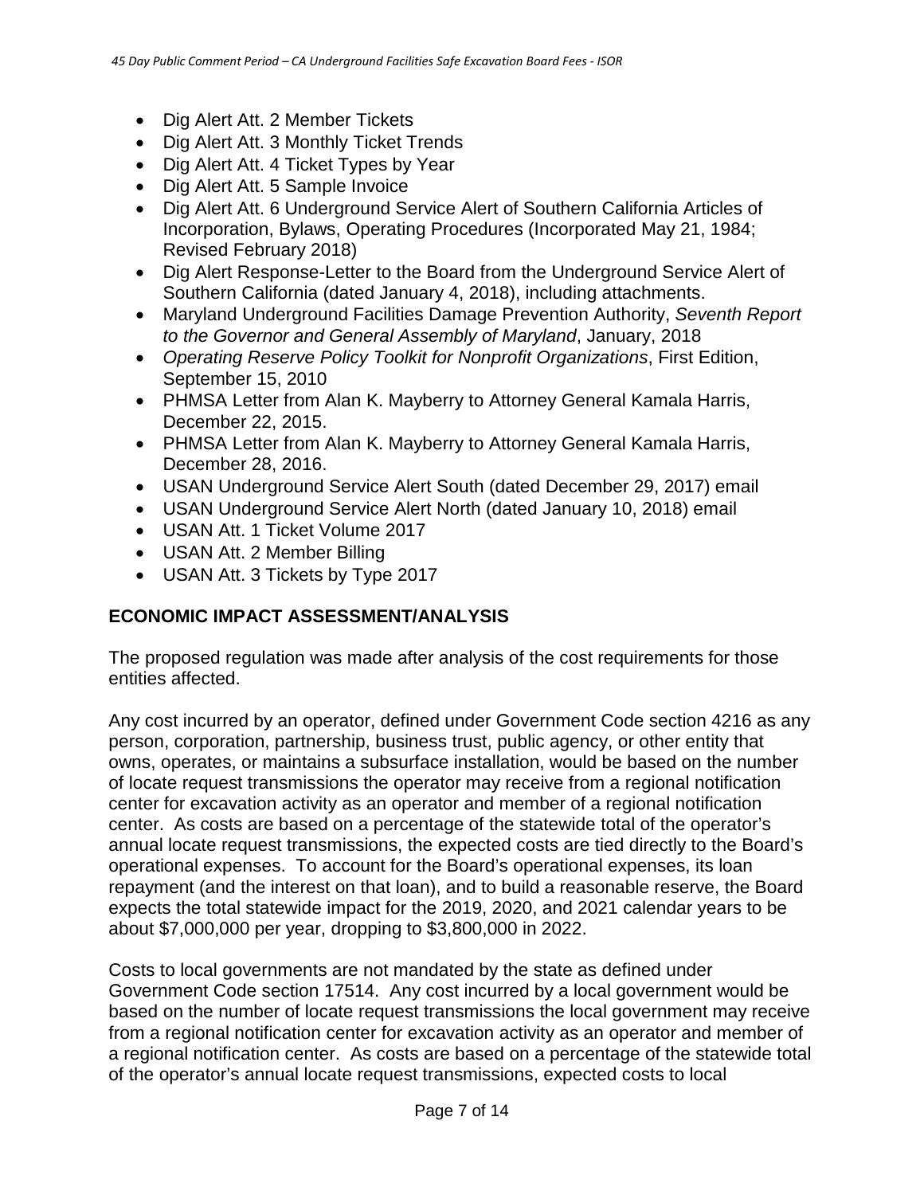- Dig Alert Att. 2 Member Tickets
- Dig Alert Att. 3 Monthly Ticket Trends
- Dig Alert Att. 4 Ticket Types by Year
- Dig Alert Att. 5 Sample Invoice
- Dig Alert Att. 6 Underground Service Alert of Southern California Articles of Incorporation, Bylaws, Operating Procedures (Incorporated May 21, 1984; Revised February 2018)
- Dig Alert Response-Letter to the Board from the Underground Service Alert of Southern California (dated January 4, 2018), including attachments.
- Maryland Underground Facilities Damage Prevention Authority, *Seventh Report to the Governor and General Assembly of Maryland*, January, 2018
- *Operating Reserve Policy Toolkit for Nonprofit Organizations*, First Edition, September 15, 2010
- PHMSA Letter from Alan K. Mayberry to Attorney General Kamala Harris, December 22, 2015.
- PHMSA Letter from Alan K. Mayberry to Attorney General Kamala Harris, December 28, 2016.
- USAN Underground Service Alert South (dated December 29, 2017) email
- USAN Underground Service Alert North (dated January 10, 2018) email
- USAN Att. 1 Ticket Volume 2017
- USAN Att. 2 Member Billing
- USAN Att. 3 Tickets by Type 2017

## ECONOMIC IMPACT ASSESSMENT/ANALYSIS

The proposed regulation was made after analysis of the cost requirements for those entities affected.

Any cost incurred by an operator, defined under Government Code section 4216 as any person, corporation, partnership, business trust, public agency, or other entity that owns, operates, or maintains a subsurface installation, would be based on the number of locate request transmissions the operator may receive from a regional notification center for excavation activity as an operator and member of a regional notification center. As costs are based on a percentage of the statewide total of the operator's annual locate request transmissions, the expected costs are tied directly to the Board's operational expenses. To account for the Board's operational expenses, its loan repayment (and the interest on that loan), and to build a reasonable reserve, the Board expects the total statewide impact for the 2019, 2020, and 2021 calendar years to be about $7,000,000 per year, dropping to $3,800,000 in 2022.

Costs to local governments are not mandated by the state as defined under Government Code section 17514. Any cost incurred by a local government would be based on the number of locate request transmissions the local government may receive from a regional notification center for excavation activity as an operator and member of a regional notification center. As costs are based on a percentage of the statewide total of the operator's annual locate request transmissions, expected costs to local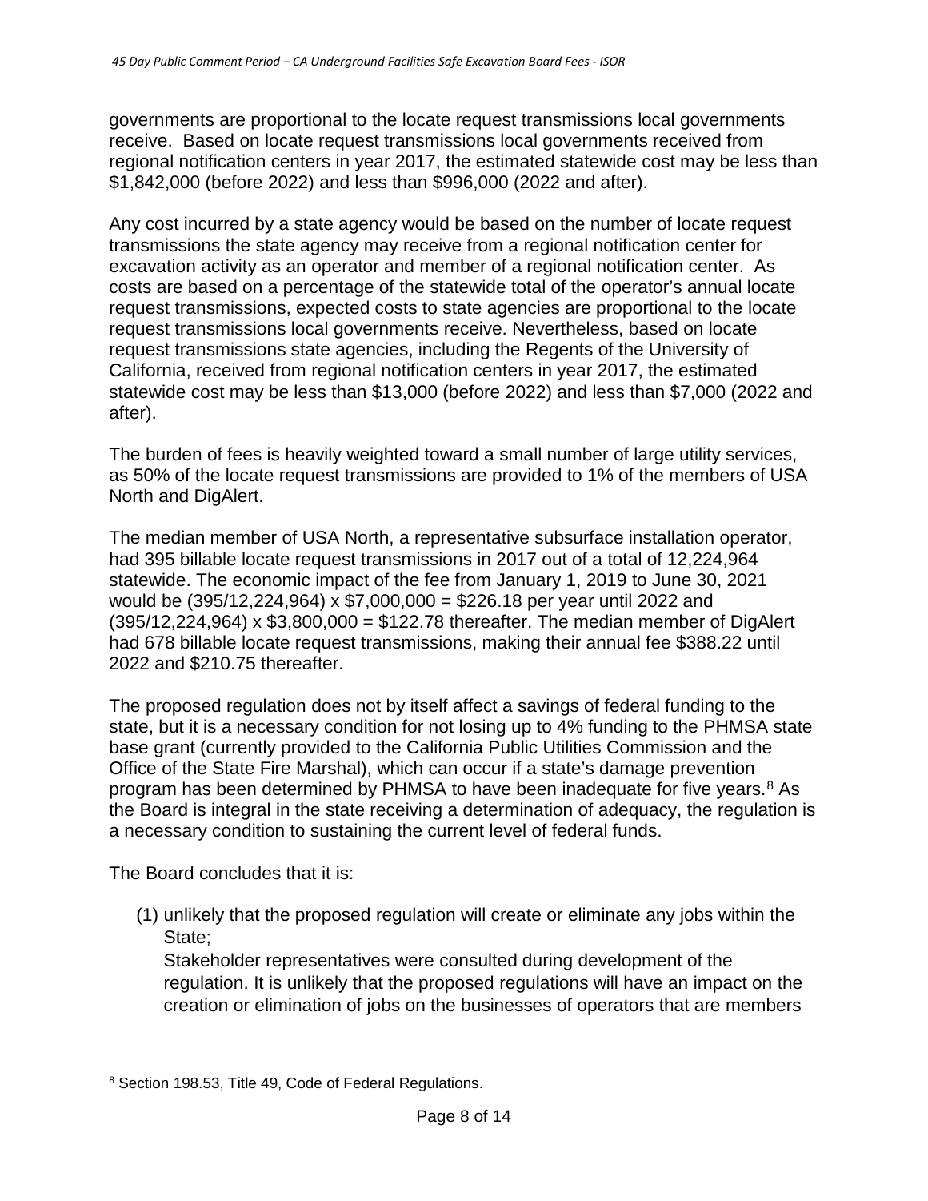governments are proportional to the locate request transmissions local governments receive. Based on locate request transmissions local governments received from regional notification centers in year 2017, the estimated statewide cost may be less than $1,842,000 (before 2022) and less than $996,000 (2022 and after).

Any cost incurred by a state agency would be based on the number of locate request transmissions the state agency may receive from a regional notification center for excavation activity as an operator and member of a regional notification center. As costs are based on a percentage of the statewide total of the operator's annual locate request transmissions, expected costs to state agencies are proportional to the locate request transmissions local governments receive. Nevertheless, based on locate request transmissions state agencies, including the Regents of the University of California, received from regional notification centers in year 2017, the estimated statewide cost may be less than $13,000 (before 2022) and less than $7,000 (2022 and after).

The burden of fees is heavily weighted toward a small number of large utility services, as 50% of the locate request transmissions are provided to 1% of the members of USA North and DigAlert.

The median member of USA North, a representative subsurface installation operator, had 395 billable locate request transmissions in 2017 out of a total of 12,224,964 statewide. The economic impact of the fee from January 1, 2019 to June 30, 2021 would be (395/12,224,964) x $7,000,000 = $226.18 per year until 2022 and (395/12,224,964) x $3,800,000 = $122.78 thereafter. The median member of DigAlert had 678 billable locate request transmissions, making their annual fee $388.22 until 2022 and $210.75 thereafter.

The proposed regulation does not by itself affect a savings of federal funding to the state, but it is a necessary condition for not losing up to 4% funding to the PHMSA state base grant (currently provided to the California Public Utilities Commission and the Office of the State Fire Marshal), which can occur if a state's damage prevention program has been determined by PHMSA to have been inadequate for five years.[8] As the Board is integral in the state receiving a determination of adequacy, the regulation is a necessary condition to sustaining the current level of federal funds.

The Board concludes that it is:

(1) unlikely that the proposed regulation will create or eliminate any jobs within the State;
   Stakeholder representatives were consulted during development of the regulation. It is unlikely that the proposed regulations will have an impact on the creation or elimination of jobs on the businesses of operators that are members

[8] Section 198.53, Title 49, Code of Federal Regulations.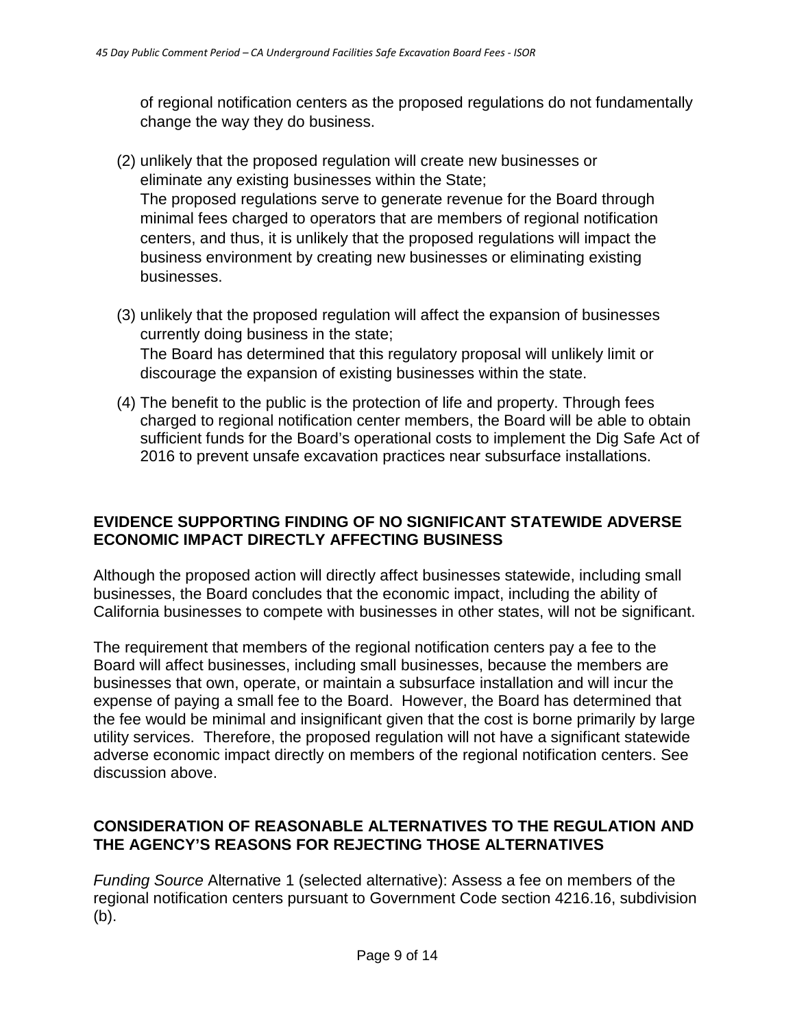of regional notification centers as the proposed regulations do not fundamentally change the way they do business.

(2) unlikely that the proposed regulation will create new businesses or eliminate any existing businesses within the State;
The proposed regulations serve to generate revenue for the Board through minimal fees charged to operators that are members of regional notification centers, and thus, it is unlikely that the proposed regulations will impact the business environment by creating new businesses or eliminating existing businesses.

(3) unlikely that the proposed regulation will affect the expansion of businesses currently doing business in the state;
The Board has determined that this regulatory proposal will unlikely limit or discourage the expansion of existing businesses within the state.

(4) The benefit to the public is the protection of life and property. Through fees charged to regional notification center members, the Board will be able to obtain sufficient funds for the Board's operational costs to implement the Dig Safe Act of 2016 to prevent unsafe excavation practices near subsurface installations.

**EVIDENCE SUPPORTING FINDING OF NO SIGNIFICANT STATEWIDE ADVERSE ECONOMIC IMPACT DIRECTLY AFFECTING BUSINESS**

Although the proposed action will directly affect businesses statewide, including small businesses, the Board concludes that the economic impact, including the ability of California businesses to compete with businesses in other states, will not be significant.

The requirement that members of the regional notification centers pay a fee to the Board will affect businesses, including small businesses, because the members are businesses that own, operate, or maintain a subsurface installation and will incur the expense of paying a small fee to the Board. However, the Board has determined that the fee would be minimal and insignificant given that the cost is borne primarily by large utility services. Therefore, the proposed regulation will not have a significant statewide adverse economic impact directly on members of the regional notification centers. See discussion above.

**CONSIDERATION OF REASONABLE ALTERNATIVES TO THE REGULATION AND THE AGENCY'S REASONS FOR REJECTING THOSE ALTERNATIVES**

*Funding Source* Alternative 1 (selected alternative): Assess a fee on members of the regional notification centers pursuant to Government Code section 4216.16, subdivision (b).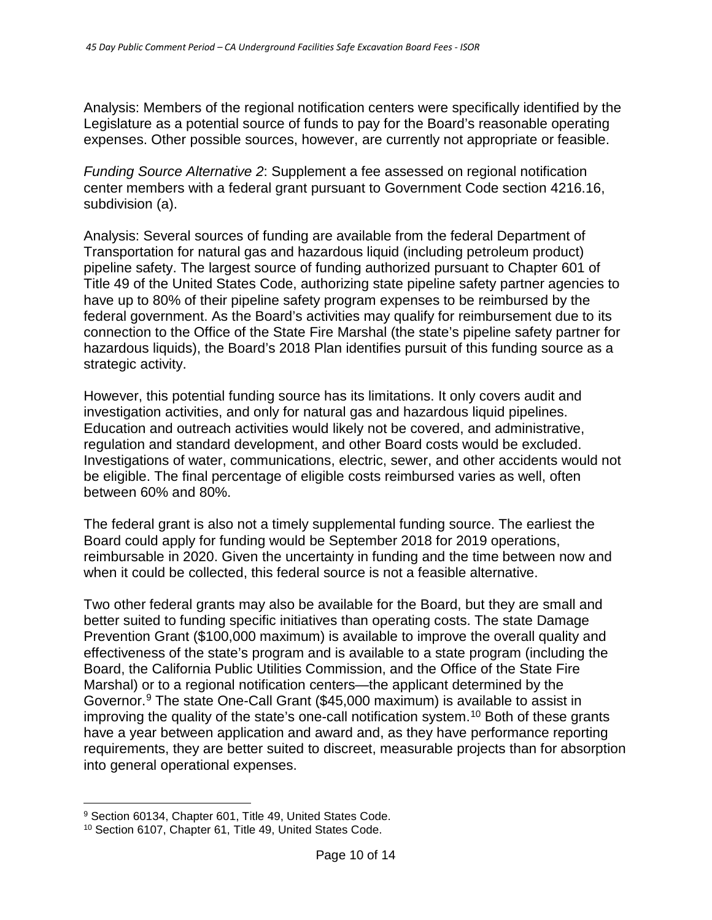Analysis: Members of the regional notification centers were specifically identified by the Legislature as a potential source of funds to pay for the Board's reasonable operating expenses. Other possible sources, however, are currently not appropriate or feasible.

*Funding Source Alternative 2*: Supplement a fee assessed on regional notification center members with a federal grant pursuant to Government Code section 4216.16, subdivision (a).

Analysis: Several sources of funding are available from the federal Department of Transportation for natural gas and hazardous liquid (including petroleum product) pipeline safety. The largest source of funding authorized pursuant to Chapter 601 of Title 49 of the United States Code, authorizing state pipeline safety partner agencies to have up to 80% of their pipeline safety program expenses to be reimbursed by the federal government. As the Board's activities may qualify for reimbursement due to its connection to the Office of the State Fire Marshal (the state's pipeline safety partner for hazardous liquids), the Board's 2018 Plan identifies pursuit of this funding source as a strategic activity.

However, this potential funding source has its limitations. It only covers audit and investigation activities, and only for natural gas and hazardous liquid pipelines. Education and outreach activities would likely not be covered, and administrative, regulation and standard development, and other Board costs would be excluded. Investigations of water, communications, electric, sewer, and other accidents would not be eligible. The final percentage of eligible costs reimbursed varies as well, often between 60% and 80%.

The federal grant is also not a timely supplemental funding source. The earliest the Board could apply for funding would be September 2018 for 2019 operations, reimbursable in 2020. Given the uncertainty in funding and the time between now and when it could be collected, this federal source is not a feasible alternative.

Two other federal grants may also be available for the Board, but they are small and better suited to funding specific initiatives than operating costs. The state Damage Prevention Grant ($100,000 maximum) is available to improve the overall quality and effectiveness of the state's program and is available to a state program (including the Board, the California Public Utilities Commission, and the Office of the State Fire Marshal) or to a regional notification centers—the applicant determined by the Governor.[9] The state One-Call Grant ($45,000 maximum) is available to assist in improving the quality of the state's one-call notification system.[10] Both of these grants have a year between application and award and, as they have performance reporting requirements, they are better suited to discreet, measurable projects than for absorption into general operational expenses.

---

[9] Section 60134, Chapter 601, Title 49, United States Code.

[10] Section 6107, Chapter 61, Title 49, United States Code.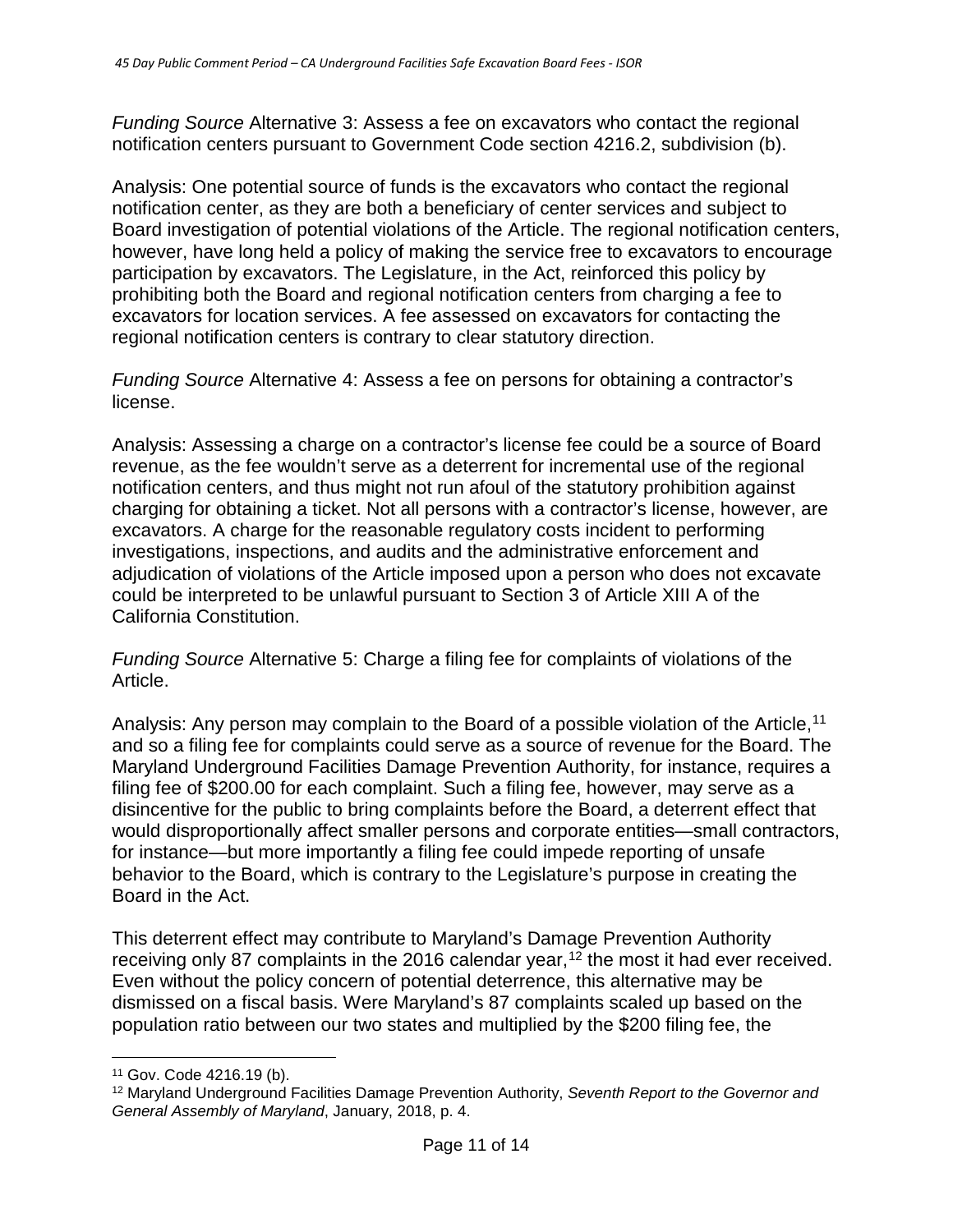*Funding Source* Alternative 3: Assess a fee on excavators who contact the regional notification centers pursuant to Government Code section 4216.2, subdivision (b).

Analysis: One potential source of funds is the excavators who contact the regional notification center, as they are both a beneficiary of center services and subject to Board investigation of potential violations of the Article. The regional notification centers, however, have long held a policy of making the service free to excavators to encourage participation by excavators. The Legislature, in the Act, reinforced this policy by prohibiting both the Board and regional notification centers from charging a fee to excavators for location services. A fee assessed on excavators for contacting the regional notification centers is contrary to clear statutory direction.

*Funding Source* Alternative 4: Assess a fee on persons for obtaining a contractor's license.

Analysis: Assessing a charge on a contractor's license fee could be a source of Board revenue, as the fee wouldn't serve as a deterrent for incremental use of the regional notification centers, and thus might not run afoul of the statutory prohibition against charging for obtaining a ticket. Not all persons with a contractor's license, however, are excavators. A charge for the reasonable regulatory costs incident to performing investigations, inspections, and audits and the administrative enforcement and adjudication of violations of the Article imposed upon a person who does not excavate could be interpreted to be unlawful pursuant to Section 3 of Article XIII A of the California Constitution.

*Funding Source* Alternative 5: Charge a filing fee for complaints of violations of the Article.

Analysis: Any person may complain to the Board of a possible violation of the Article,[11] and so a filing fee for complaints could serve as a source of revenue for the Board. The Maryland Underground Facilities Damage Prevention Authority, for instance, requires a filing fee of $200.00 for each complaint. Such a filing fee, however, may serve as a disincentive for the public to bring complaints before the Board, a deterrent effect that would disproportionally affect smaller persons and corporate entities—small contractors, for instance—but more importantly a filing fee could impede reporting of unsafe behavior to the Board, which is contrary to the Legislature's purpose in creating the Board in the Act.

This deterrent effect may contribute to Maryland's Damage Prevention Authority receiving only 87 complaints in the 2016 calendar year,[12] the most it had ever received. Even without the policy concern of potential deterrence, this alternative may be dismissed on a fiscal basis. Were Maryland's 87 complaints scaled up based on the population ratio between our two states and multiplied by the $200 filing fee, the

---

[11] Gov. Code 4216.19 (b).

[12] Maryland Underground Facilities Damage Prevention Authority, *Seventh Report to the Governor and General Assembly of Maryland*, January, 2018, p. 4.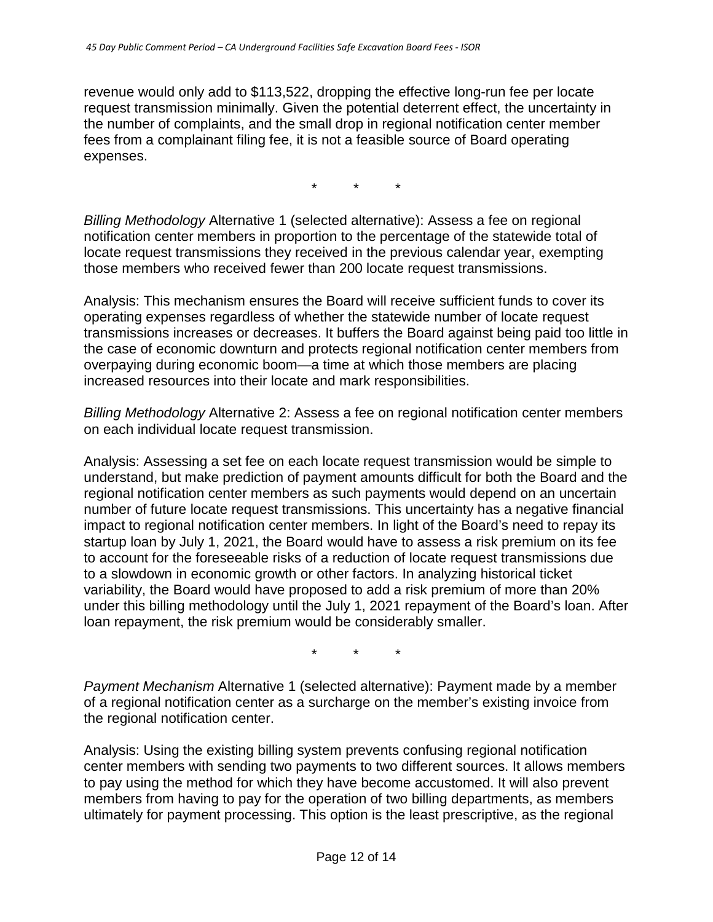revenue would only add to $113,522, dropping the effective long-run fee per locate request transmission minimally. Given the potential deterrent effect, the uncertainty in the number of complaints, and the small drop in regional notification center member fees from a complainant filing fee, it is not a feasible source of Board operating expenses.

\* \* \*

*Billing Methodology* Alternative 1 (selected alternative): Assess a fee on regional notification center members in proportion to the percentage of the statewide total of locate request transmissions they received in the previous calendar year, exempting those members who received fewer than 200 locate request transmissions.

Analysis: This mechanism ensures the Board will receive sufficient funds to cover its operating expenses regardless of whether the statewide number of locate request transmissions increases or decreases. It buffers the Board against being paid too little in the case of economic downturn and protects regional notification center members from overpaying during economic boom—a time at which those members are placing increased resources into their locate and mark responsibilities.

*Billing Methodology* Alternative 2: Assess a fee on regional notification center members on each individual locate request transmission.

Analysis: Assessing a set fee on each locate request transmission would be simple to understand, but make prediction of payment amounts difficult for both the Board and the regional notification center members as such payments would depend on an uncertain number of future locate request transmissions. This uncertainty has a negative financial impact to regional notification center members. In light of the Board's need to repay its startup loan by July 1, 2021, the Board would have to assess a risk premium on its fee to account for the foreseeable risks of a reduction of locate request transmissions due to a slowdown in economic growth or other factors. In analyzing historical ticket variability, the Board would have proposed to add a risk premium of more than 20% under this billing methodology until the July 1, 2021 repayment of the Board's loan. After loan repayment, the risk premium would be considerably smaller.

\* \* \*

*Payment Mechanism* Alternative 1 (selected alternative): Payment made by a member of a regional notification center as a surcharge on the member's existing invoice from the regional notification center.

Analysis: Using the existing billing system prevents confusing regional notification center members with sending two payments to two different sources. It allows members to pay using the method for which they have become accustomed. It will also prevent members from having to pay for the operation of two billing departments, as members ultimately for payment processing. This option is the least prescriptive, as the regional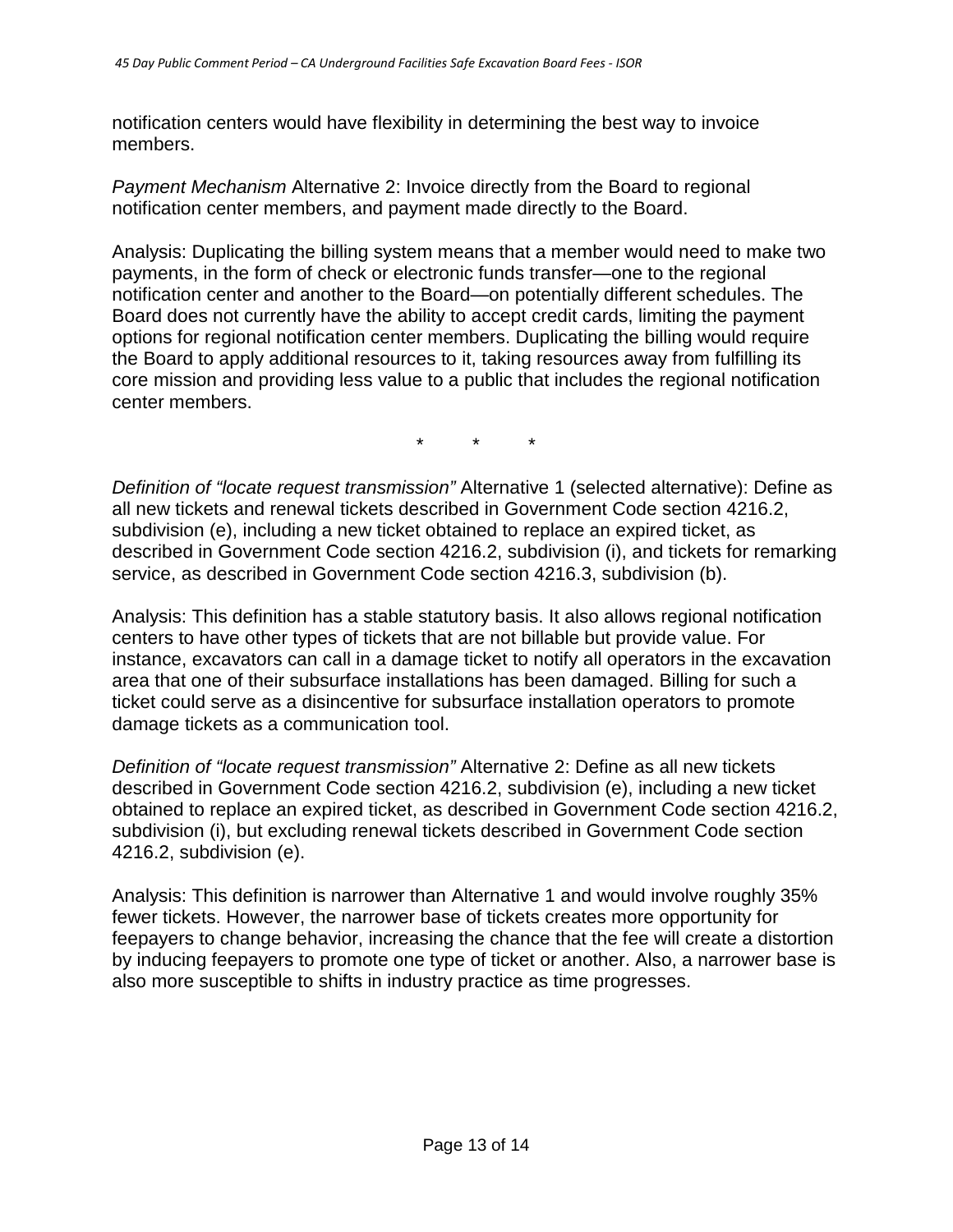notification centers would have flexibility in determining the best way to invoice members.

*Payment Mechanism* Alternative 2: Invoice directly from the Board to regional notification center members, and payment made directly to the Board.

Analysis: Duplicating the billing system means that a member would need to make two payments, in the form of check or electronic funds transfer—one to the regional notification center and another to the Board—on potentially different schedules. The Board does not currently have the ability to accept credit cards, limiting the payment options for regional notification center members. Duplicating the billing would require the Board to apply additional resources to it, taking resources away from fulfilling its core mission and providing less value to a public that includes the regional notification center members.

\* \* \*

*Definition of "locate request transmission"* Alternative 1 (selected alternative): Define as all new tickets and renewal tickets described in Government Code section 4216.2, subdivision (e), including a new ticket obtained to replace an expired ticket, as described in Government Code section 4216.2, subdivision (i), and tickets for remarking service, as described in Government Code section 4216.3, subdivision (b).

Analysis: This definition has a stable statutory basis. It also allows regional notification centers to have other types of tickets that are not billable but provide value. For instance, excavators can call in a damage ticket to notify all operators in the excavation area that one of their subsurface installations has been damaged. Billing for such a ticket could serve as a disincentive for subsurface installation operators to promote damage tickets as a communication tool.

*Definition of "locate request transmission"* Alternative 2: Define as all new tickets described in Government Code section 4216.2, subdivision (e), including a new ticket obtained to replace an expired ticket, as described in Government Code section 4216.2, subdivision (i), but excluding renewal tickets described in Government Code section 4216.2, subdivision (e).

Analysis: This definition is narrower than Alternative 1 and would involve roughly 35% fewer tickets. However, the narrower base of tickets creates more opportunity for feepayers to change behavior, increasing the chance that the fee will create a distortion by inducing feepayers to promote one type of ticket or another. Also, a narrower base is also more susceptible to shifts in industry practice as time progresses.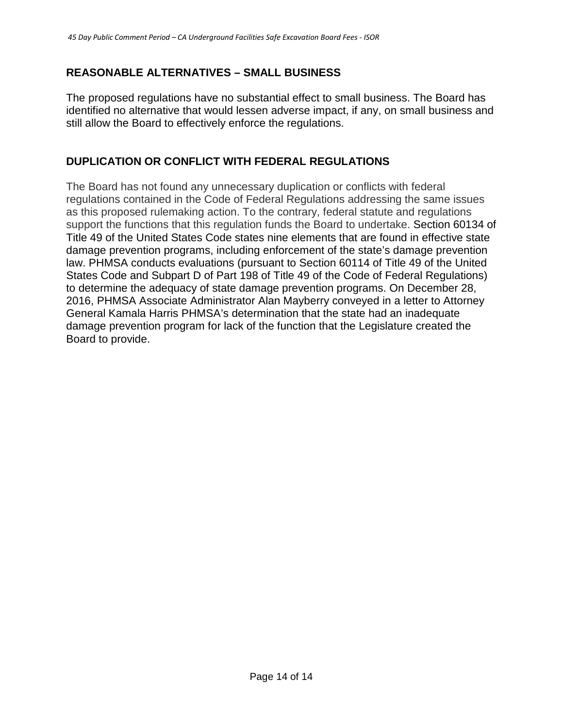## REASONABLE ALTERNATIVES – SMALL BUSINESS

The proposed regulations have no substantial effect to small business. The Board has identified no alternative that would lessen adverse impact, if any, on small business and still allow the Board to effectively enforce the regulations.

## DUPLICATION OR CONFLICT WITH FEDERAL REGULATIONS

The Board has not found any unnecessary duplication or conflicts with federal regulations contained in the Code of Federal Regulations addressing the same issues as this proposed rulemaking action. To the contrary, federal statute and regulations support the functions that this regulation funds the Board to undertake. Section 60134 of Title 49 of the United States Code states nine elements that are found in effective state damage prevention programs, including enforcement of the state's damage prevention law. PHMSA conducts evaluations (pursuant to Section 60114 of Title 49 of the United States Code and Subpart D of Part 198 of Title 49 of the Code of Federal Regulations) to determine the adequacy of state damage prevention programs. On December 28, 2016, PHMSA Associate Administrator Alan Mayberry conveyed in a letter to Attorney General Kamala Harris PHMSA's determination that the state had an inadequate damage prevention program for lack of the function that the Legislature created the Board to provide.